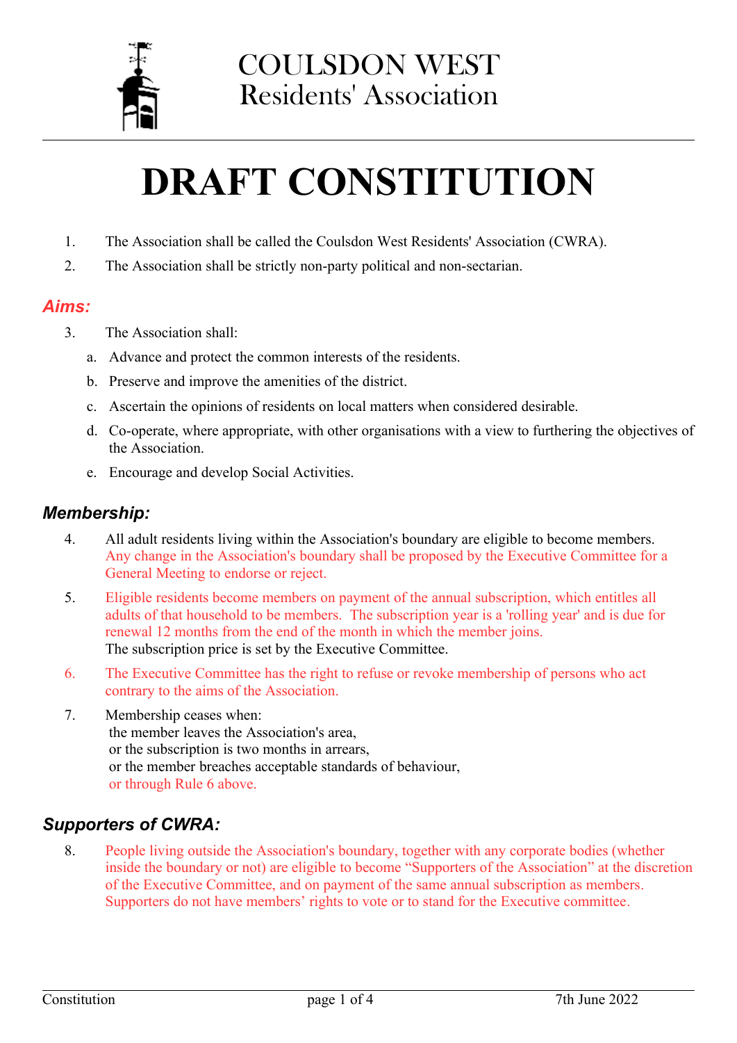COULSDON WEST
Residents' Association

# DRAFT CONSTITUTION

1. The Association shall be called the Coulsdon West Residents' Association (CWRA).
2. The Association shall be strictly non-party political and non-sectarian.

## *Aims:*

3. The Association shall:
   a. Advance and protect the common interests of the residents.
   b. Preserve and improve the amenities of the district.
   c. Ascertain the opinions of residents on local matters when considered desirable.
   d. Co-operate, where appropriate, with other organisations with a view to furthering the objectives of the Association.
   e. Encourage and develop Social Activities.

## *Membership:*

4. All adult residents living within the Association's boundary are eligible to become members. Any change in the Association's boundary shall be proposed by the Executive Committee for a General Meeting to endorse or reject.
5. Eligible residents become members on payment of the annual subscription, which entitles all adults of that household to be members. The subscription year is a 'rolling year' and is due for renewal 12 months from the end of the month in which the member joins.
   The subscription price is set by the Executive Committee.
6. The Executive Committee has the right to refuse or revoke membership of persons who act contrary to the aims of the Association.
7. Membership ceases when:
   the member leaves the Association's area,
   or the subscription is two months in arrears,
   or the member breaches acceptable standards of behaviour,
   or through Rule 6 above.

## *Supporters of CWRA:*

8. People living outside the Association's boundary, together with any corporate bodies (whether inside the boundary or not) are eligible to become "Supporters of the Association" at the discretion of the Executive Committee, and on payment of the same annual subscription as members. Supporters do not have members' rights to vote or to stand for the Executive committee.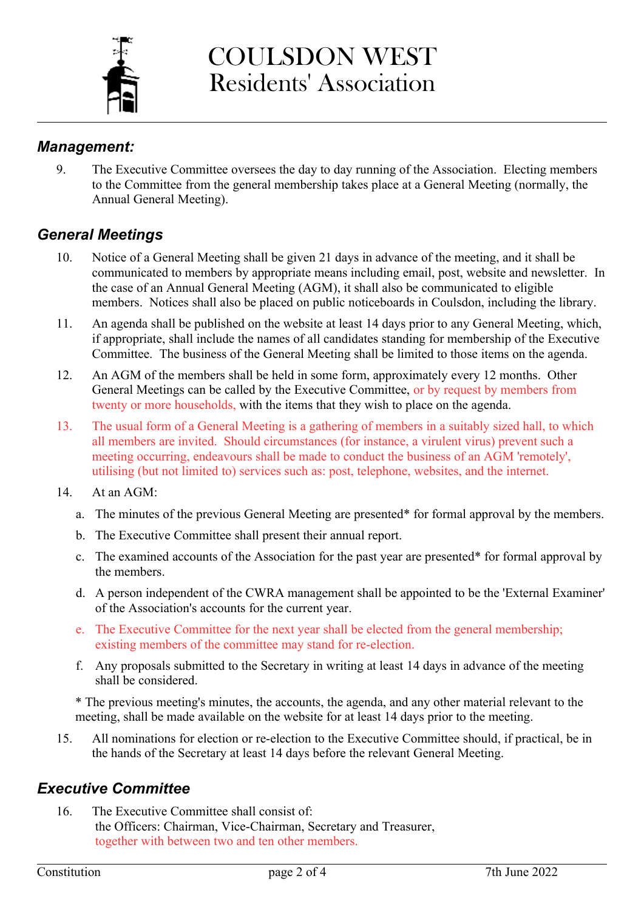## *Management:*

9. The Executive Committee oversees the day to day running of the Association. Electing members to the Committee from the general membership takes place at a General Meeting (normally, the Annual General Meeting).

## *General Meetings*

10. Notice of a General Meeting shall be given 21 days in advance of the meeting, and it shall be communicated to members by appropriate means including email, post, website and newsletter. In the case of an Annual General Meeting (AGM), it shall also be communicated to eligible members. Notices shall also be placed on public noticeboards in Coulsdon, including the library.

11. An agenda shall be published on the website at least 14 days prior to any General Meeting, which, if appropriate, shall include the names of all candidates standing for membership of the Executive Committee. The business of the General Meeting shall be limited to those items on the agenda.

12. An AGM of the members shall be held in some form, approximately every 12 months. Other General Meetings can be called by the Executive Committee, or by request by members from twenty or more households, with the items that they wish to place on the agenda.

13. The usual form of a General Meeting is a gathering of members in a suitably sized hall, to which all members are invited. Should circumstances (for instance, a virulent virus) prevent such a meeting occurring, endeavours shall be made to conduct the business of an AGM 'remotely', utilising (but not limited to) services such as: post, telephone, websites, and the internet.

14. At an AGM:

    a. The minutes of the previous General Meeting are presented* for formal approval by the members.

    b. The Executive Committee shall present their annual report.

    c. The examined accounts of the Association for the past year are presented* for formal approval by the members.

    d. A person independent of the CWRA management shall be appointed to be the 'External Examiner' of the Association's accounts for the current year.

    e. The Executive Committee for the next year shall be elected from the general membership; existing members of the committee may stand for re-election.

    f. Any proposals submitted to the Secretary in writing at least 14 days in advance of the meeting shall be considered.

    * The previous meeting's minutes, the accounts, the agenda, and any other material relevant to the meeting, shall be made available on the website for at least 14 days prior to the meeting.

15. All nominations for election or re-election to the Executive Committee should, if practical, be in the hands of the Secretary at least 14 days before the relevant General Meeting.

## *Executive Committee*

16. The Executive Committee shall consist of:
    the Officers: Chairman, Vice-Chairman, Secretary and Treasurer,
    together with between two and ten other members.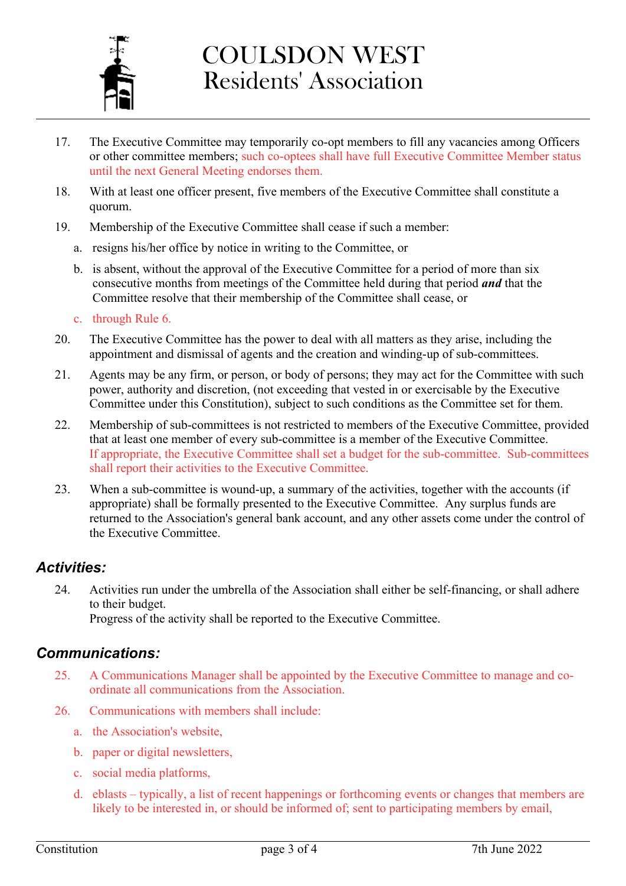17. The Executive Committee may temporarily co-opt members to fill any vacancies among Officers or other committee members; such co-optees shall have full Executive Committee Member status until the next General Meeting endorses them.

18. With at least one officer present, five members of the Executive Committee shall constitute a quorum.

19. Membership of the Executive Committee shall cease if such a member:

    a. resigns his/her office by notice in writing to the Committee, or

    b. is absent, without the approval of the Executive Committee for a period of more than six consecutive months from meetings of the Committee held during that period ***and*** that the Committee resolve that their membership of the Committee shall cease, or

    c. through Rule 6.

20. The Executive Committee has the power to deal with all matters as they arise, including the appointment and dismissal of agents and the creation and winding-up of sub-committees.

21. Agents may be any firm, or person, or body of persons; they may act for the Committee with such power, authority and discretion, (not exceeding that vested in or exercisable by the Executive Committee under this Constitution), subject to such conditions as the Committee set for them.

22. Membership of sub-committees is not restricted to members of the Executive Committee, provided that at least one member of every sub-committee is a member of the Executive Committee. If appropriate, the Executive Committee shall set a budget for the sub-committee. Sub-committees shall report their activities to the Executive Committee.

23. When a sub-committee is wound-up, a summary of the activities, together with the accounts (if appropriate) shall be formally presented to the Executive Committee. Any surplus funds are returned to the Association's general bank account, and any other assets come under the control of the Executive Committee.

## *Activities:*

24. Activities run under the umbrella of the Association shall either be self-financing, or shall adhere to their budget.
    Progress of the activity shall be reported to the Executive Committee.

## *Communications:*

25. A Communications Manager shall be appointed by the Executive Committee to manage and co-ordinate all communications from the Association.

26. Communications with members shall include:

    a. the Association's website,

    b. paper or digital newsletters,

    c. social media platforms,

    d. eblasts – typically, a list of recent happenings or forthcoming events or changes that members are likely to be interested in, or should be informed of; sent to participating members by email,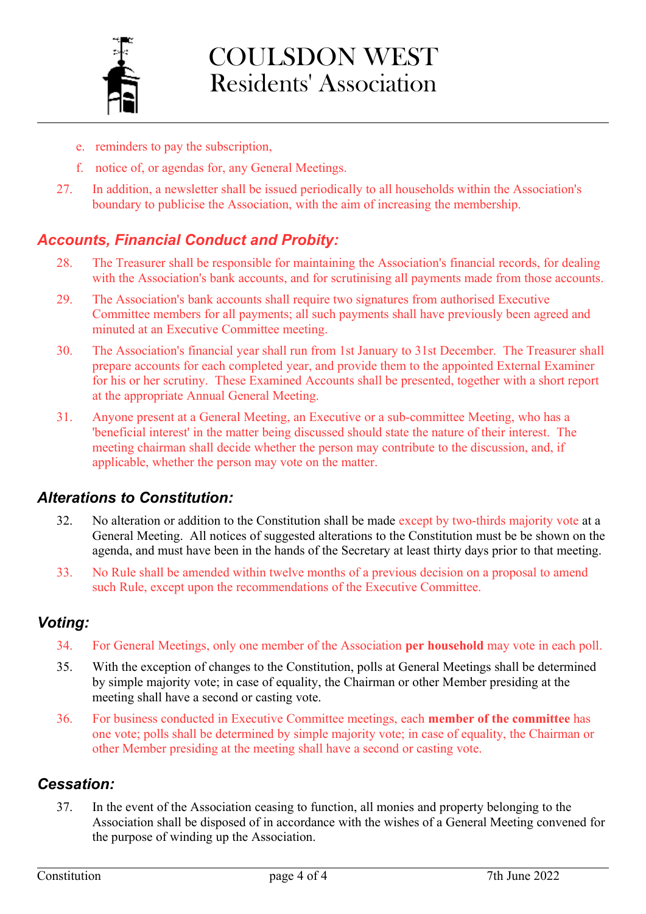e. reminders to pay the subscription,

f. notice of, or agendas for, any General Meetings.

27. In addition, a newsletter shall be issued periodically to all households within the Association's boundary to publicise the Association, with the aim of increasing the membership.

## *Accounts, Financial Conduct and Probity:*

28. The Treasurer shall be responsible for maintaining the Association's financial records, for dealing with the Association's bank accounts, and for scrutinising all payments made from those accounts.

29. The Association's bank accounts shall require two signatures from authorised Executive Committee members for all payments; all such payments shall have previously been agreed and minuted at an Executive Committee meeting.

30. The Association's financial year shall run from 1st January to 31st December. The Treasurer shall prepare accounts for each completed year, and provide them to the appointed External Examiner for his or her scrutiny. These Examined Accounts shall be presented, together with a short report at the appropriate Annual General Meeting.

31. Anyone present at a General Meeting, an Executive or a sub-committee Meeting, who has a 'beneficial interest' in the matter being discussed should state the nature of their interest. The meeting chairman shall decide whether the person may contribute to the discussion, and, if applicable, whether the person may vote on the matter.

## *Alterations to Constitution:*

32. No alteration or addition to the Constitution shall be made except by two-thirds majority vote at a General Meeting. All notices of suggested alterations to the Constitution must be be shown on the agenda, and must have been in the hands of the Secretary at least thirty days prior to that meeting.

33. No Rule shall be amended within twelve months of a previous decision on a proposal to amend such Rule, except upon the recommendations of the Executive Committee.

## *Voting:*

34. For General Meetings, only one member of the Association **per household** may vote in each poll.

35. With the exception of changes to the Constitution, polls at General Meetings shall be determined by simple majority vote; in case of equality, the Chairman or other Member presiding at the meeting shall have a second or casting vote.

36. For business conducted in Executive Committee meetings, each **member of the committee** has one vote; polls shall be determined by simple majority vote; in case of equality, the Chairman or other Member presiding at the meeting shall have a second or casting vote.

## *Cessation:*

37. In the event of the Association ceasing to function, all monies and property belonging to the Association shall be disposed of in accordance with the wishes of a General Meeting convened for the purpose of winding up the Association.